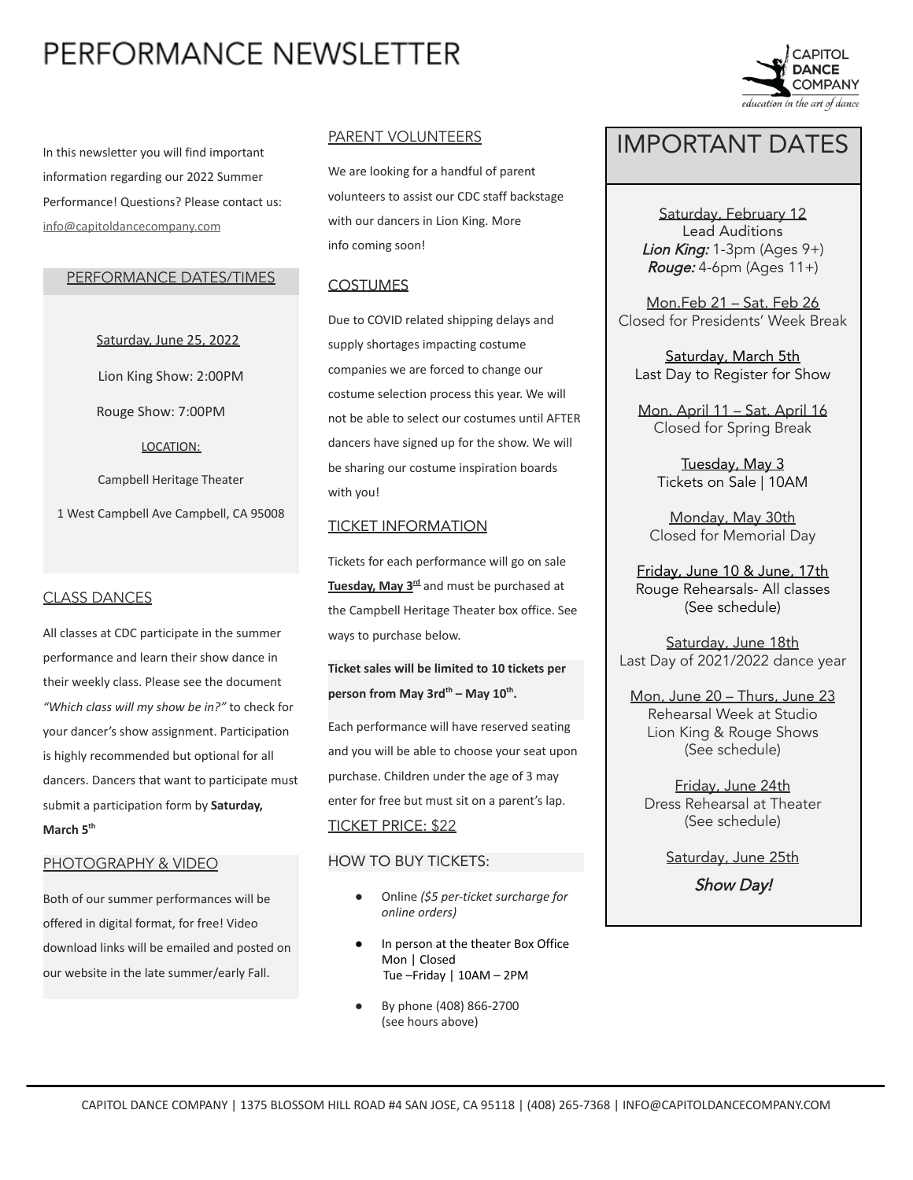# PERFORMANCE NEWSLETTER

CAPITOL DANCE COMPANY
*education in the art of dance*

In this newsletter you will find important information regarding our 2022 Summer Performance! Questions? Please contact us: info@capitoldancecompany.com

## PERFORMANCE DATES/TIMES

Saturday, June 25, 2022

Lion King Show: 2:00PM

Rouge Show: 7:00PM

LOCATION:

Campbell Heritage Theater

1 West Campbell Ave Campbell, CA 95008

## CLASS DANCES

All classes at CDC participate in the summer performance and learn their show dance in their weekly class. Please see the document *"Which class will my show be in?"* to check for your dancer's show assignment. Participation is highly recommended but optional for all dancers. Dancers that want to participate must submit a participation form by **Saturday, March 5th**

## PHOTOGRAPHY & VIDEO

Both of our summer performances will be offered in digital format, for free! Video download links will be emailed and posted on our website in the late summer/early Fall.

## PARENT VOLUNTEERS

We are looking for a handful of parent volunteers to assist our CDC staff backstage with our dancers in Lion King. More info coming soon!

## COSTUMES

Due to COVID related shipping delays and supply shortages impacting costume companies we are forced to change our costume selection process this year. We will not be able to select our costumes until AFTER dancers have signed up for the show. We will be sharing our costume inspiration boards with you!

## TICKET INFORMATION

Tickets for each performance will go on sale **Tuesday, May 3rd** and must be purchased at the Campbell Heritage Theater box office. See ways to purchase below.

**Ticket sales will be limited to 10 tickets per person from May 3rd – May 10th.**

Each performance will have reserved seating and you will be able to choose your seat upon purchase. Children under the age of 3 may enter for free but must sit on a parent's lap.

TICKET PRICE: $22

### HOW TO BUY TICKETS:

- Online *($5 per-ticket surcharge for online orders)*
- In person at the theater Box Office
  Mon | Closed
  Tue –Friday | 10AM – 2PM
- By phone (408) 866-2700
  (see hours above)

## IMPORTANT DATES

Saturday, February 12
Lead Auditions
***Lion King:*** 1-3pm (Ages 9+)
***Rouge:*** 4-6pm (Ages 11+)

Mon.Feb 21 – Sat. Feb 26
Closed for Presidents' Week Break

Saturday, March 5th
Last Day to Register for Show

Mon. April 11 – Sat. April 16
Closed for Spring Break

Tuesday, May 3
Tickets on Sale | 10AM

Monday, May 30th
Closed for Memorial Day

Friday, June 10 & June, 17th
Rouge Rehearsals- All classes
(See schedule)

Saturday, June 18th
Last Day of 2021/2022 dance year

Mon, June 20 – Thurs, June 23
Rehearsal Week at Studio
Lion King & Rouge Shows
(See schedule)

Friday, June 24th
Dress Rehearsal at Theater
(See schedule)

Saturday, June 25th
*Show Day!*

CAPITOL DANCE COMPANY | 1375 BLOSSOM HILL ROAD #4 SAN JOSE, CA 95118 | (408) 265-7368 | INFO@CAPITOLDANCECOMPANY.COM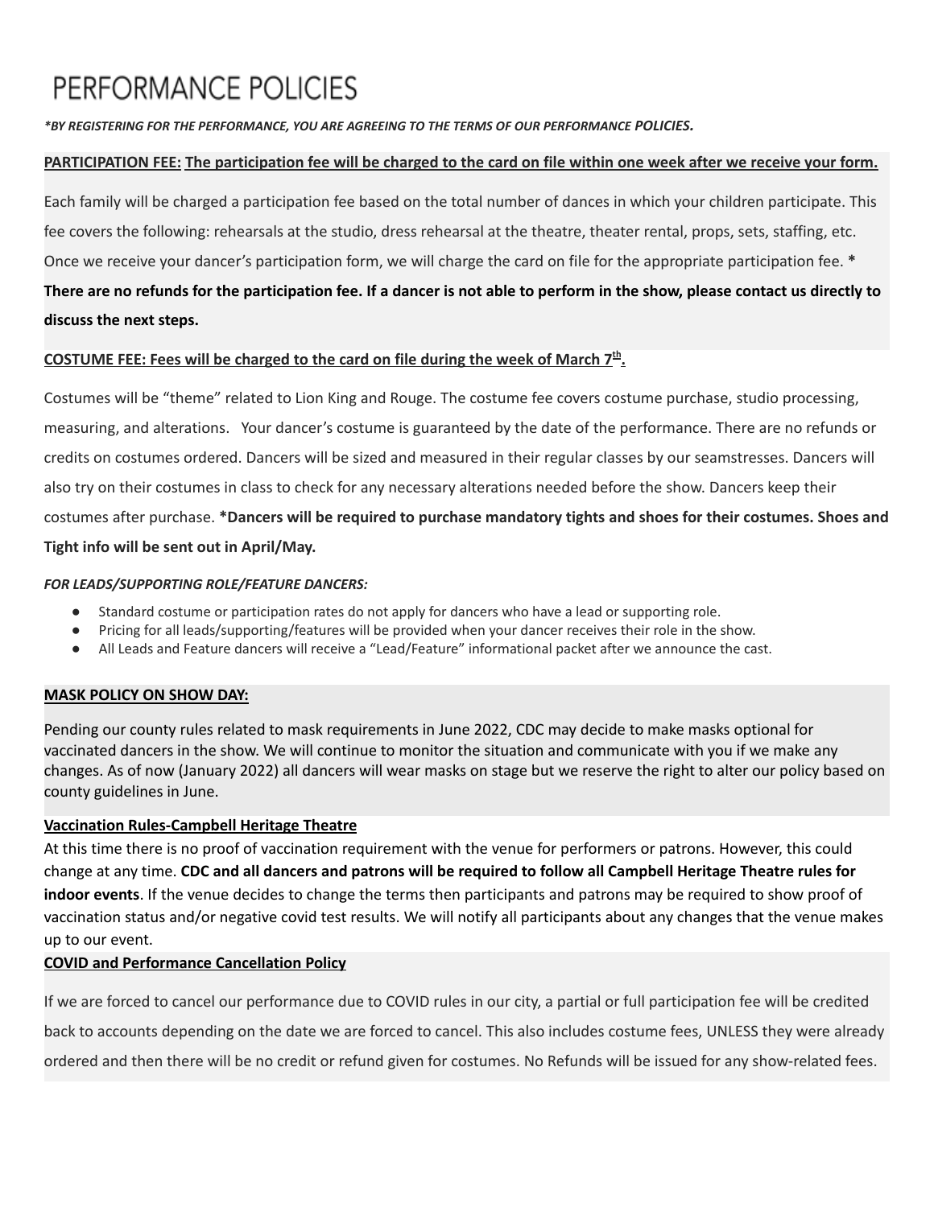# PERFORMANCE POLICIES

***BY REGISTERING FOR THE PERFORMANCE, YOU ARE AGREEING TO THE TERMS OF OUR PERFORMANCE POLICIES.***

**PARTICIPATION FEE: The participation fee will be charged to the card on file within one week after we receive your form.**

Each family will be charged a participation fee based on the total number of dances in which your children participate. This fee covers the following: rehearsals at the studio, dress rehearsal at the theatre, theater rental, props, sets, staffing, etc. Once we receive your dancer's participation form, we will charge the card on file for the appropriate participation fee. * **There are no refunds for the participation fee. If a dancer is not able to perform in the show, please contact us directly to discuss the next steps.**

**COSTUME FEE: Fees will be charged to the card on file during the week of March 7th.**

Costumes will be "theme" related to Lion King and Rouge. The costume fee covers costume purchase, studio processing, measuring, and alterations. Your dancer's costume is guaranteed by the date of the performance. There are no refunds or credits on costumes ordered. Dancers will be sized and measured in their regular classes by our seamstresses. Dancers will also try on their costumes in class to check for any necessary alterations needed before the show. Dancers keep their costumes after purchase. ***Dancers will be required to purchase mandatory tights and shoes for their costumes. Shoes and Tight info will be sent out in April/May.**

***FOR LEADS/SUPPORTING ROLE/FEATURE DANCERS:***

- Standard costume or participation rates do not apply for dancers who have a lead or supporting role.
- Pricing for all leads/supporting/features will be provided when your dancer receives their role in the show.
- All Leads and Feature dancers will receive a "Lead/Feature" informational packet after we announce the cast.

**MASK POLICY ON SHOW DAY:**

Pending our county rules related to mask requirements in June 2022, CDC may decide to make masks optional for vaccinated dancers in the show. We will continue to monitor the situation and communicate with you if we make any changes. As of now (January 2022) all dancers will wear masks on stage but we reserve the right to alter our policy based on county guidelines in June.

**Vaccination Rules-Campbell Heritage Theatre**

At this time there is no proof of vaccination requirement with the venue for performers or patrons. However, this could change at any time. **CDC and all dancers and patrons will be required to follow all Campbell Heritage Theatre rules for indoor events**. If the venue decides to change the terms then participants and patrons may be required to show proof of vaccination status and/or negative covid test results. We will notify all participants about any changes that the venue makes up to our event.

**COVID and Performance Cancellation Policy**

If we are forced to cancel our performance due to COVID rules in our city, a partial or full participation fee will be credited back to accounts depending on the date we are forced to cancel. This also includes costume fees, UNLESS they were already ordered and then there will be no credit or refund given for costumes. No Refunds will be issued for any show-related fees.